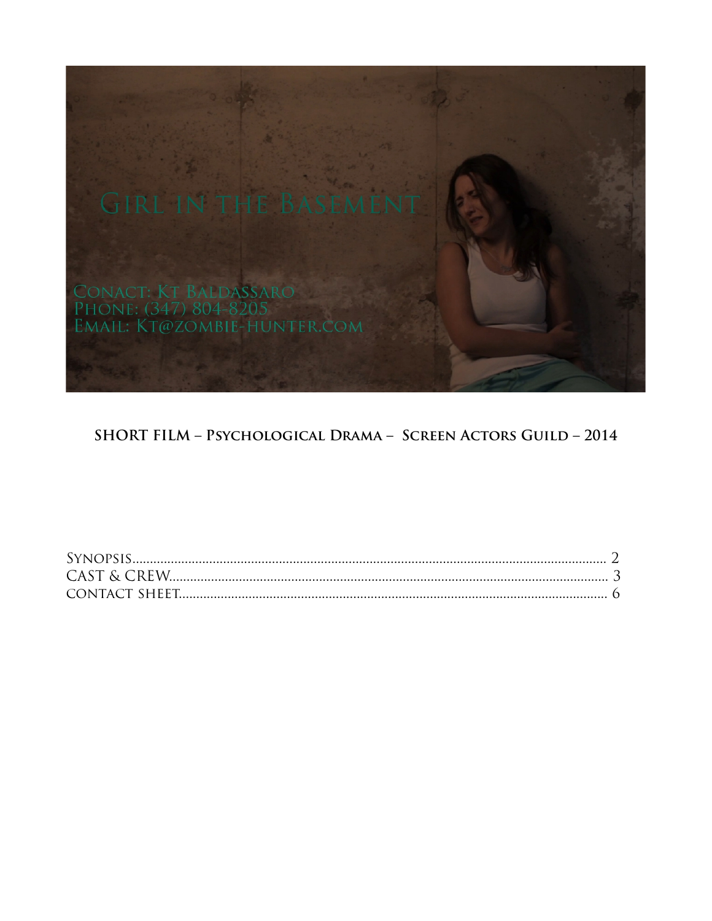# Girl in the Basement

Conact: Kt Baldassaro
Phone: (347) 804-8205
Email: Kt@zombie-hunter.com

**SHORT FILM – Psychological Drama – Screen Actors Guild – 2014**

Synopsis.......... 2
CAST & CREW.......... 3
contact sheet.......... 6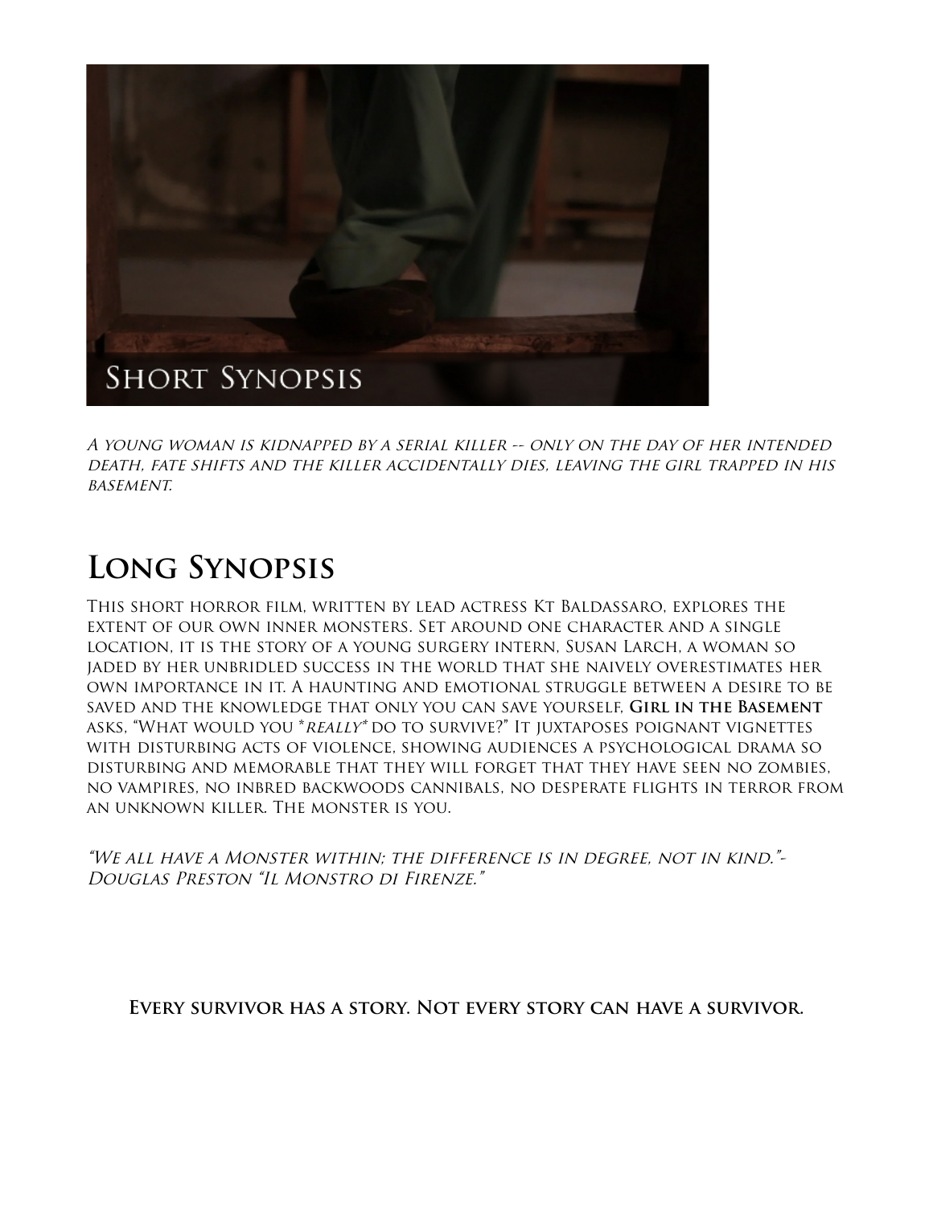## Short Synopsis

*A young woman is kidnapped by a serial killer -- only on the day of her intended death, fate shifts and the killer accidentally dies, leaving the girl trapped in his basement.*

## Long Synopsis

This short horror film, written by lead actress Kt Baldassaro, explores the extent of our own inner monsters. Set around one character and a single location, it is the story of a young surgery intern, Susan Larch, a woman so jaded by her unbridled success in the world that she naively overestimates her own importance in it. A haunting and emotional struggle between a desire to be saved and the knowledge that only you can save yourself, **Girl in the Basement** asks, "What would you **really** do to survive?" It juxtaposes poignant vignettes with disturbing acts of violence, showing audiences a psychological drama so disturbing and memorable that they will forget that they have seen no zombies, no vampires, no inbred backwoods cannibals, no desperate flights in terror from an unknown killer. The monster is you.

*"We all have a Monster within; the difference is in degree, not in kind."- Douglas Preston "Il Monstro di Firenze."*

**Every survivor has a story. Not every story can have a survivor.**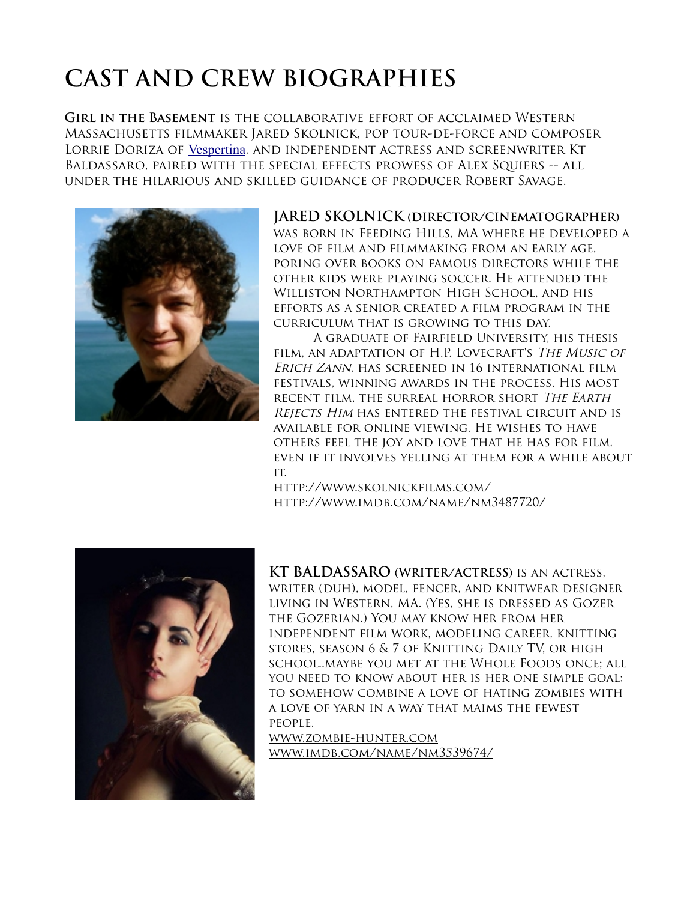# CAST AND CREW BIOGRAPHIES

**Girl in the Basement** is the collaborative effort of acclaimed Western Massachusetts filmmaker Jared Skolnick, pop tour-de-force and composer Lorrie Doriza of Vespertina, and independent actress and screenwriter Kt Baldassaro, paired with the special effects prowess of Alex Squiers -- all under the hilarious and skilled guidance of producer Robert Savage.

**JARED SKOLNICK (DIRECTOR/CINEMATOGRAPHER)** was born in Feeding Hills, MA where he developed a love of film and filmmaking from an early age, poring over books on famous directors while the other kids were playing soccer. He attended the Williston Northampton High School, and his efforts as a senior created a film program in the curriculum that is growing to this day.

A graduate of Fairfield University, his thesis film, an adaptation of H.P. Lovecraft's *The Music of Erich Zann*, has screened in 16 international film festivals, winning awards in the process. His most recent film, the surreal horror short *The Earth Rejects Him* has entered the festival circuit and is available for online viewing. He wishes to have others feel the joy and love that he has for film, even if it involves yelling at them for a while about it.

http://www.skolnickfilms.com/
http://www.imdb.com/name/nm3487720/

**KT BALDASSARO (WRITER/ACTRESS)** is an actress, writer (duh), model, fencer, and knitwear designer living in Western, MA. (Yes, she is dressed as Gozer the Gozerian.) You may know her from her independent film work, modeling career, knitting stores, season 6 & 7 of Knitting Daily TV, or high school..maybe you met at the Whole Foods once; all you need to know about her is her one simple goal: to somehow combine a love of hating zombies with a love of yarn in a way that maims the fewest people.

www.zombie-hunter.com
www.imdb.com/name/nm3539674/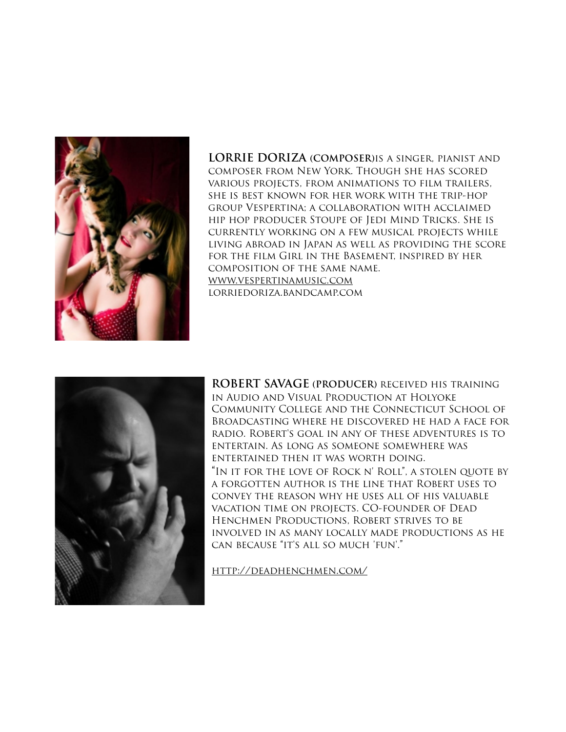**LORRIE DORIZA (COMPOSER)**IS A SINGER, PIANIST AND COMPOSER FROM NEW YORK. THOUGH SHE HAS SCORED VARIOUS PROJECTS, FROM ANIMATIONS TO FILM TRAILERS, SHE IS BEST KNOWN FOR HER WORK WITH THE TRIP-HOP GROUP VESPERTINA; A COLLABORATION WITH ACCLAIMED HIP HOP PRODUCER STOUPE OF JEDI MIND TRICKS. SHE IS CURRENTLY WORKING ON A FEW MUSICAL PROJECTS WHILE LIVING ABROAD IN JAPAN AS WELL AS PROVIDING THE SCORE FOR THE FILM GIRL IN THE BASEMENT, INSPIRED BY HER COMPOSITION OF THE SAME NAME.
WWW.VESPERTINAMUSIC.COM
LORRIEDORIZA.BANDCAMP.COM

**ROBERT SAVAGE (PRODUCER)** RECEIVED HIS TRAINING IN AUDIO AND VISUAL PRODUCTION AT HOLYOKE COMMUNITY COLLEGE AND THE CONNECTICUT SCHOOL OF BROADCASTING WHERE HE DISCOVERED HE HAD A FACE FOR RADIO. ROBERT'S GOAL IN ANY OF THESE ADVENTURES IS TO ENTERTAIN. AS LONG AS SOMEONE SOMEWHERE WAS ENTERTAINED THEN IT WAS WORTH DOING.
"IN IT FOR THE LOVE OF ROCK N' ROLL", A STOLEN QUOTE BY A FORGOTTEN AUTHOR IS THE LINE THAT ROBERT USES TO CONVEY THE REASON WHY HE USES ALL OF HIS VALUABLE VACATION TIME ON PROJECTS. CO-FOUNDER OF DEAD HENCHMEN PRODUCTIONS, ROBERT STRIVES TO BE INVOLVED IN AS MANY LOCALLY MADE PRODUCTIONS AS HE CAN BECAUSE "IT'S ALL SO MUCH 'FUN'."

HTTP://DEADHENCHMEN.COM/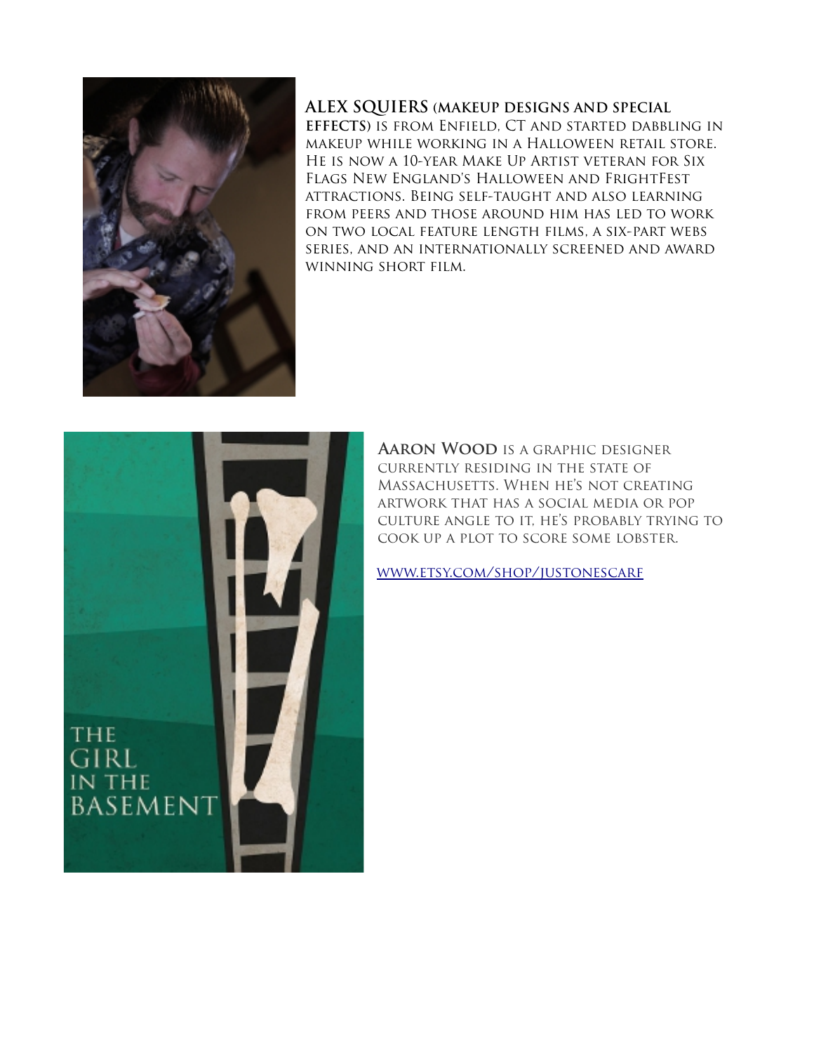**ALEX SQUIERS (MAKEUP DESIGNS AND SPECIAL EFFECTS)** is from Enfield, CT and started dabbling in makeup while working in a Halloween retail store. He is now a 10-year Make Up Artist veteran for Six Flags New England's Halloween and FrightFest attractions. Being self-taught and also learning from peers and those around him has led to work on two local feature length films, a six-part webs series, and an internationally screened and award winning short film.

THE GIRL IN THE BASEMENT

**AARON WOOD** is a graphic designer currently residing in the state of Massachusetts. When he's not creating artwork that has a social media or pop culture angle to it, he's probably trying to cook up a plot to score some lobster.

[www.etsy.com/shop/justonescarf](www.etsy.com/shop/justonescarf)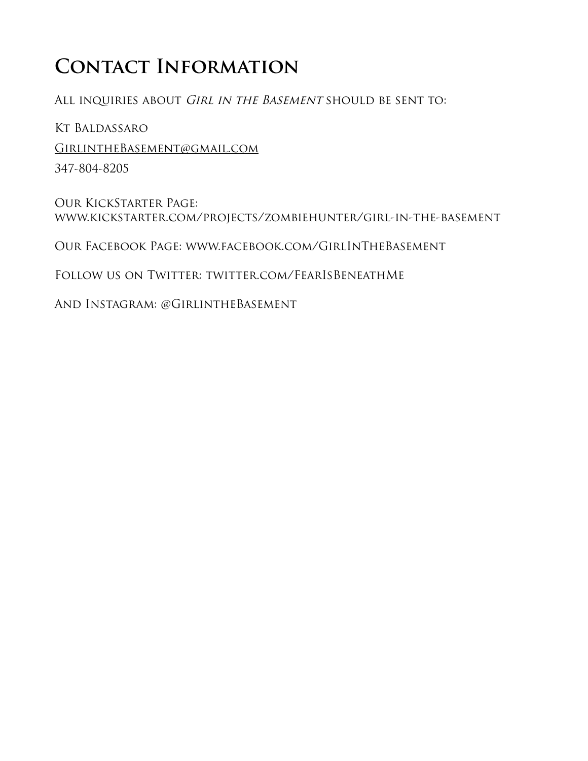# Contact Information

All inquiries about *Girl in the Basement* should be sent to:

Kt Baldassaro

GirlintheBasement@gmail.com

347-804-8205

Our KickStarter Page:
www.kickstarter.com/projects/zombiehunter/girl-in-the-basement

Our Facebook Page: www.facebook.com/GirlInTheBasement

Follow us on Twitter: twitter.com/FearIsBeneathMe

And Instagram: @GirlintheBasement